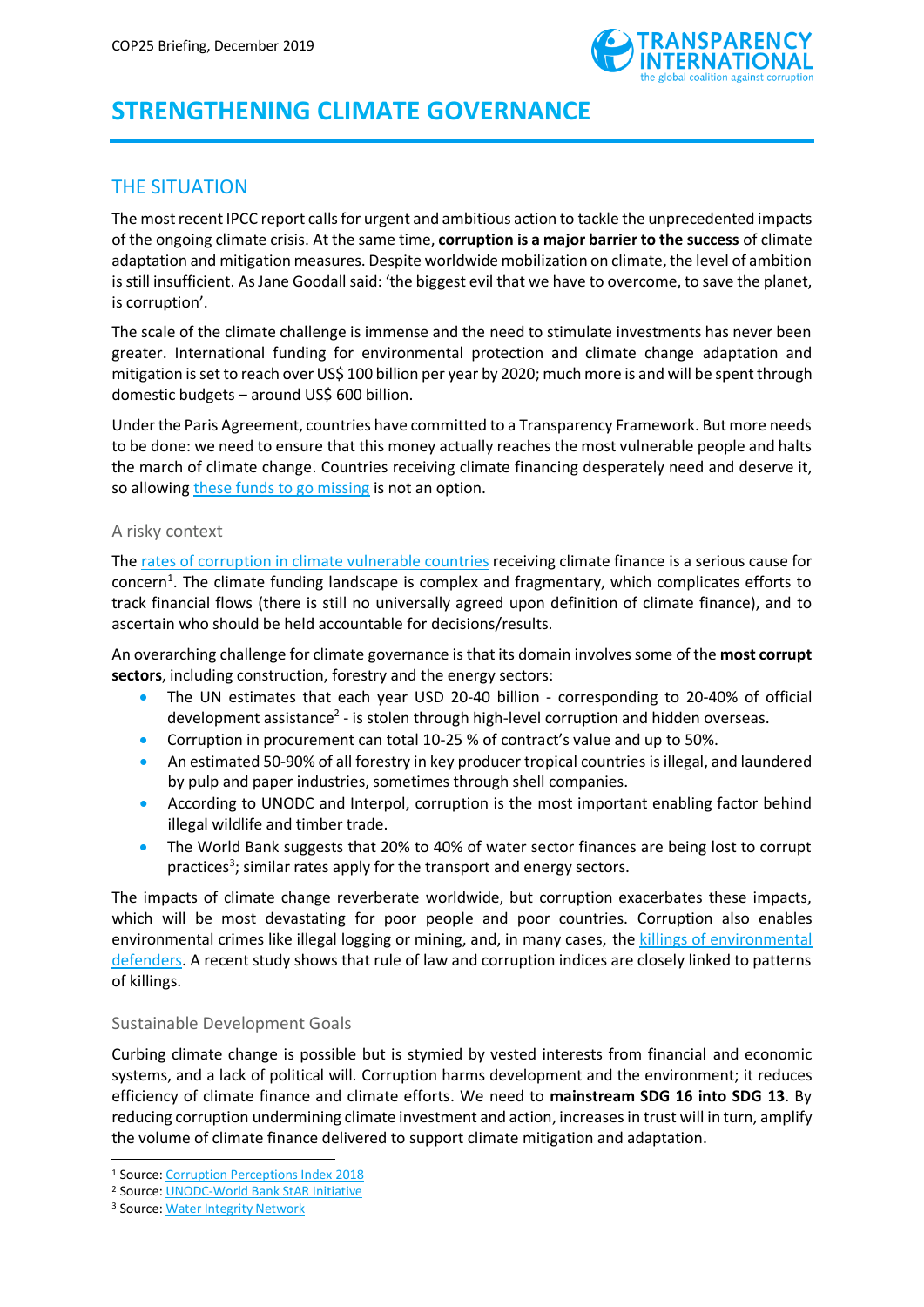COP25 Briefing, December 2019

# STRENGTHENING CLIMATE GOVERNANCE

## THE SITUATION

The most recent IPCC report calls for urgent and ambitious action to tackle the unprecedented impacts of the ongoing climate crisis. At the same time, **corruption is a major barrier to the success** of climate adaptation and mitigation measures. Despite worldwide mobilization on climate, the level of ambition is still insufficient. As Jane Goodall said: 'the biggest evil that we have to overcome, to save the planet, is corruption'.

The scale of the climate challenge is immense and the need to stimulate investments has never been greater. International funding for environmental protection and climate change adaptation and mitigation is set to reach over US$ 100 billion per year by 2020; much more is and will be spent through domestic budgets – around US$ 600 billion.

Under the Paris Agreement, countries have committed to a Transparency Framework. But more needs to be done: we need to ensure that this money actually reaches the most vulnerable people and halts the march of climate change. Countries receiving climate financing desperately need and deserve it, so allowing these funds to go missing is not an option.

### A risky context

The rates of corruption in climate vulnerable countries receiving climate finance is a serious cause for concern[1]. The climate funding landscape is complex and fragmentary, which complicates efforts to track financial flows (there is still no universally agreed upon definition of climate finance), and to ascertain who should be held accountable for decisions/results.

An overarching challenge for climate governance is that its domain involves some of the **most corrupt sectors**, including construction, forestry and the energy sectors:

- The UN estimates that each year USD 20-40 billion - corresponding to 20-40% of official development assistance[2] - is stolen through high-level corruption and hidden overseas.
- Corruption in procurement can total 10-25 % of contract's value and up to 50%.
- An estimated 50-90% of all forestry in key producer tropical countries is illegal, and laundered by pulp and paper industries, sometimes through shell companies.
- According to UNODC and Interpol, corruption is the most important enabling factor behind illegal wildlife and timber trade.
- The World Bank suggests that 20% to 40% of water sector finances are being lost to corrupt practices[3]; similar rates apply for the transport and energy sectors.

The impacts of climate change reverberate worldwide, but corruption exacerbates these impacts, which will be most devastating for poor people and poor countries. Corruption also enables environmental crimes like illegal logging or mining, and, in many cases, the killings of environmental defenders. A recent study shows that rule of law and corruption indices are closely linked to patterns of killings.

### Sustainable Development Goals

Curbing climate change is possible but is stymied by vested interests from financial and economic systems, and a lack of political will. Corruption harms development and the environment; it reduces efficiency of climate finance and climate efforts. We need to **mainstream SDG 16 into SDG 13**. By reducing corruption undermining climate investment and action, increases in trust will in turn, amplify the volume of climate finance delivered to support climate mitigation and adaptation.

---

[1] Source: Corruption Perceptions Index 2018
[2] Source: UNODC-World Bank StAR Initiative
[3] Source: Water Integrity Network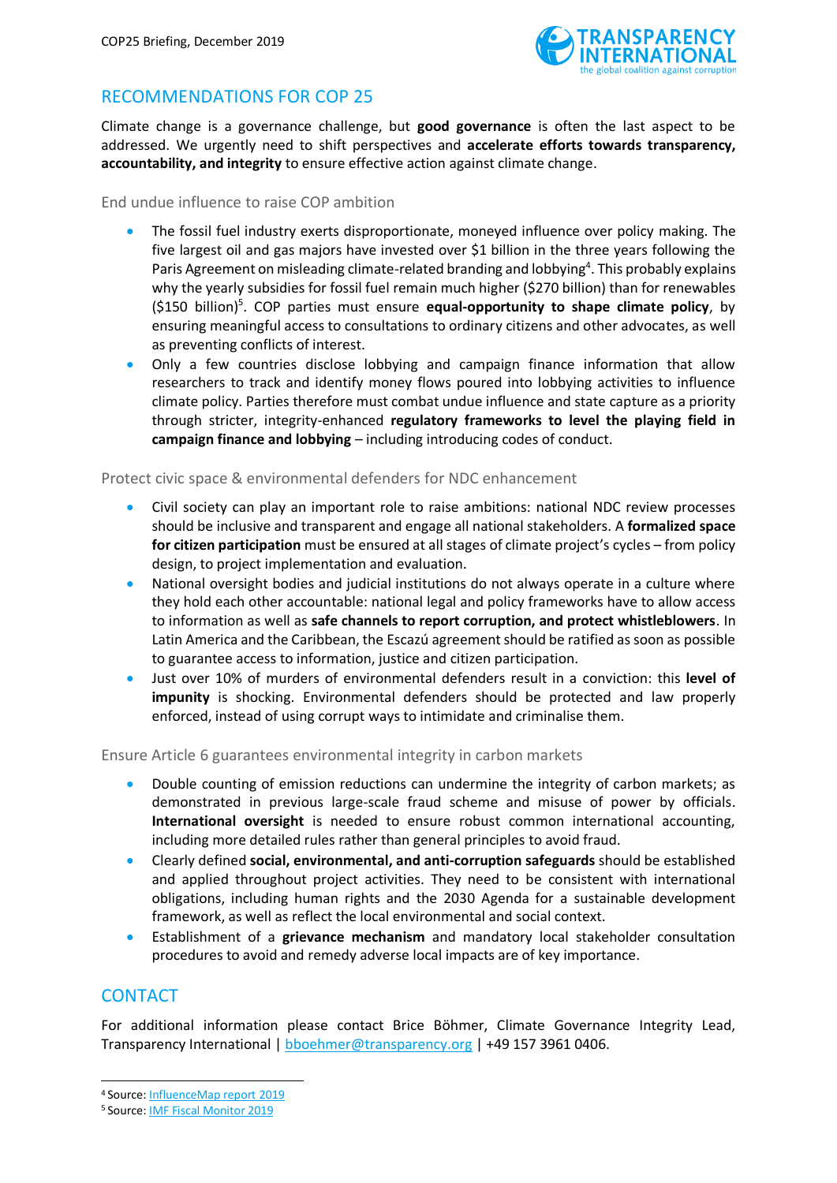## RECOMMENDATIONS FOR COP 25

Climate change is a governance challenge, but **good governance** is often the last aspect to be addressed. We urgently need to shift perspectives and **accelerate efforts towards transparency, accountability, and integrity** to ensure effective action against climate change.

### End undue influence to raise COP ambition

- The fossil fuel industry exerts disproportionate, moneyed influence over policy making. The five largest oil and gas majors have invested over $1 billion in the three years following the Paris Agreement on misleading climate-related branding and lobbying[4]. This probably explains why the yearly subsidies for fossil fuel remain much higher ($270 billion) than for renewables ($150 billion)[5]. COP parties must ensure **equal-opportunity to shape climate policy**, by ensuring meaningful access to consultations to ordinary citizens and other advocates, as well as preventing conflicts of interest.
- Only a few countries disclose lobbying and campaign finance information that allow researchers to track and identify money flows poured into lobbying activities to influence climate policy. Parties therefore must combat undue influence and state capture as a priority through stricter, integrity-enhanced **regulatory frameworks to level the playing field in campaign finance and lobbying** – including introducing codes of conduct.

### Protect civic space & environmental defenders for NDC enhancement

- Civil society can play an important role to raise ambitions: national NDC review processes should be inclusive and transparent and engage all national stakeholders. A **formalized space for citizen participation** must be ensured at all stages of climate project's cycles – from policy design, to project implementation and evaluation.
- National oversight bodies and judicial institutions do not always operate in a culture where they hold each other accountable: national legal and policy frameworks have to allow access to information as well as **safe channels to report corruption, and protect whistleblowers**. In Latin America and the Caribbean, the Escazú agreement should be ratified as soon as possible to guarantee access to information, justice and citizen participation.
- Just over 10% of murders of environmental defenders result in a conviction: this **level of impunity** is shocking. Environmental defenders should be protected and law properly enforced, instead of using corrupt ways to intimidate and criminalise them.

### Ensure Article 6 guarantees environmental integrity in carbon markets

- Double counting of emission reductions can undermine the integrity of carbon markets; as demonstrated in previous large-scale fraud scheme and misuse of power by officials. **International oversight** is needed to ensure robust common international accounting, including more detailed rules rather than general principles to avoid fraud.
- Clearly defined **social, environmental, and anti-corruption safeguards** should be established and applied throughout project activities. They need to be consistent with international obligations, including human rights and the 2030 Agenda for a sustainable development framework, as well as reflect the local environmental and social context.
- Establishment of a **grievance mechanism** and mandatory local stakeholder consultation procedures to avoid and remedy adverse local impacts are of key importance.

## CONTACT

For additional information please contact Brice Böhmer, Climate Governance Integrity Lead, Transparency International | bboehmer@transparency.org | +49 157 3961 0406.

---

[4] Source: InfluenceMap report 2019

[5] Source: IMF Fiscal Monitor 2019